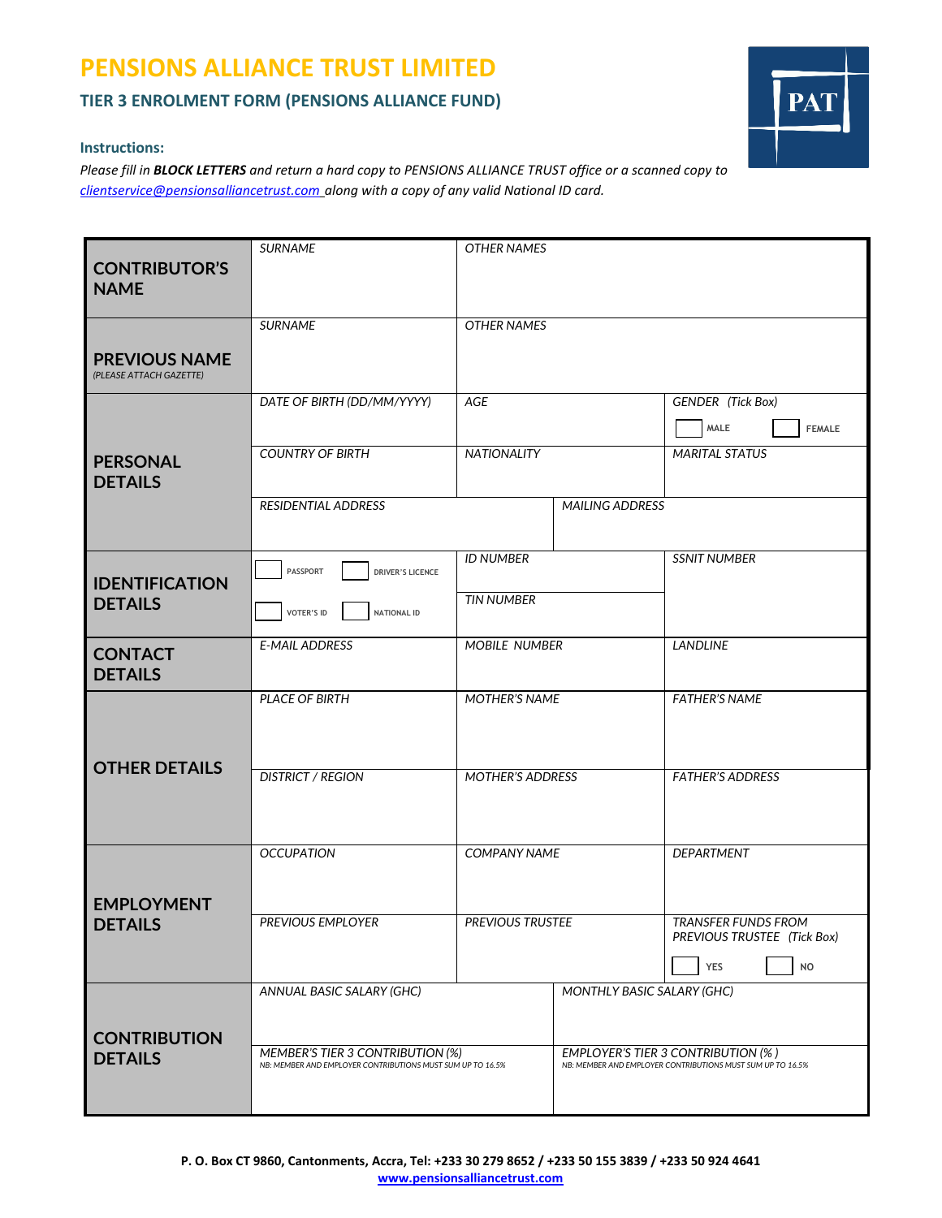# PENSIONS ALLIANCE TRUST LIMITED

## TIER 3 ENROLMENT FORM (PENSIONS ALLIANCE FUND)

### Instructions:

*Please fill in **BLOCK LETTERS** and return a hard copy to PENSIONS ALLIANCE TRUST office or a scanned copy to clientservice@pensionsalliancetrust.com along with a copy of any valid National ID card.*

| | | | |
|---|---|---|---|
| **CONTRIBUTOR'S NAME** | *SURNAME* | *OTHER NAMES* | |
| **PREVIOUS NAME** (PLEASE ATTACH GAZETTE) | *SURNAME* | *OTHER NAMES* | |
| **PERSONAL DETAILS** | *DATE OF BIRTH (DD/MM/YYYY)* | *AGE* | *GENDER (Tick Box)* ☐ MALE ☐ FEMALE |
| | *COUNTRY OF BIRTH* | *NATIONALITY* | *MARITAL STATUS* |
| | *RESIDENTIAL ADDRESS* | *MAILING ADDRESS* | |
| **IDENTIFICATION DETAILS** | ☐ PASSPORT ☐ DRIVER'S LICENCE ☐ VOTER'S ID ☐ NATIONAL ID | *ID NUMBER* / *TIN NUMBER* | *SSNIT NUMBER* |
| **CONTACT DETAILS** | *E-MAIL ADDRESS* | *MOBILE NUMBER* | *LANDLINE* |
| **OTHER DETAILS** | *PLACE OF BIRTH* | *MOTHER'S NAME* | *FATHER'S NAME* |
| | *DISTRICT / REGION* | *MOTHER'S ADDRESS* | *FATHER'S ADDRESS* |
| **EMPLOYMENT DETAILS** | *OCCUPATION* | *COMPANY NAME* | *DEPARTMENT* |
| | *PREVIOUS EMPLOYER* | *PREVIOUS TRUSTEE* | *TRANSFER FUNDS FROM PREVIOUS TRUSTEE (Tick Box)* ☐ YES ☐ NO |
| **CONTRIBUTION DETAILS** | *ANNUAL BASIC SALARY (GHC)* | *MONTHLY BASIC SALARY (GHC)* | |
| | *MEMBER'S TIER 3 CONTRIBUTION (%)* NB: MEMBER AND EMPLOYER CONTRIBUTIONS MUST SUM UP TO 16.5% | *EMPLOYER'S TIER 3 CONTRIBUTION (%)* NB: MEMBER AND EMPLOYER CONTRIBUTIONS MUST SUM UP TO 16.5% | |

**P. O. Box CT 9860, Cantonments, Accra, Tel: +233 30 279 8652 / +233 50 155 3839 / +233 50 924 4641**
**www.pensionsalliancetrust.com**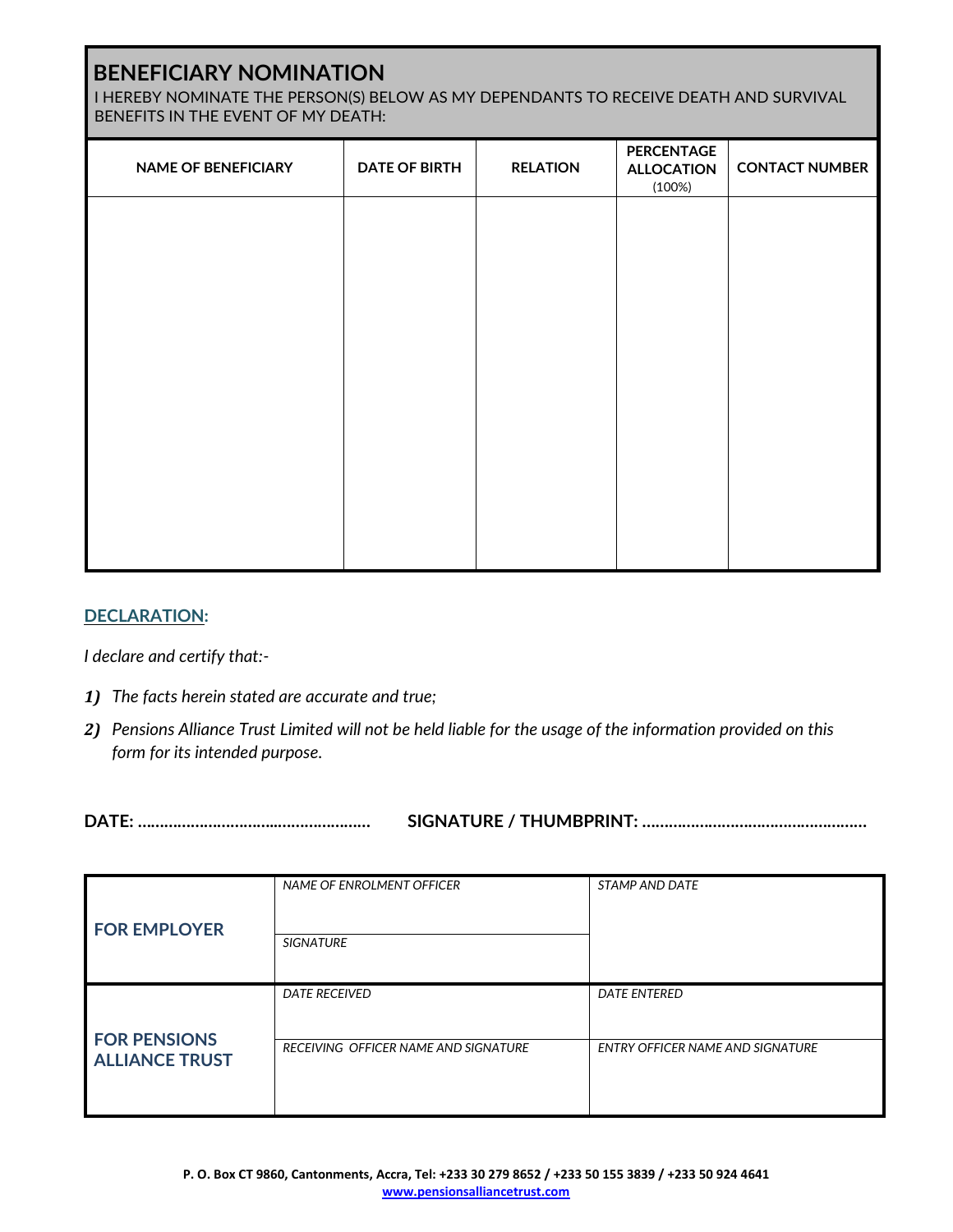## BENEFICIARY NOMINATION

I HEREBY NOMINATE THE PERSON(S) BELOW AS MY DEPENDANTS TO RECEIVE DEATH AND SURVIVAL BENEFITS IN THE EVENT OF MY DEATH:

| NAME OF BENEFICIARY | DATE OF BIRTH | RELATION | PERCENTAGE ALLOCATION (100%) | CONTACT NUMBER |
|---|---|---|---|---|
| | | | | |

### DECLARATION:

*I declare and certify that:-*

1) *The facts herein stated are accurate and true;*
2) *Pensions Alliance Trust Limited will not be held liable for the usage of the information provided on this form for its intended purpose.*

**DATE: ………………………………………………** **SIGNATURE / THUMBPRINT: ……………………………………………**

| | | |
|---|---|---|
| **FOR EMPLOYER** | *NAME OF ENROLMENT OFFICER* | *STAMP AND DATE* |
| | *SIGNATURE* | |
| **FOR PENSIONS ALLIANCE TRUST** | *DATE RECEIVED* | *DATE ENTERED* |
| | *RECEIVING OFFICER NAME AND SIGNATURE* | *ENTRY OFFICER NAME AND SIGNATURE* |

**P. O. Box CT 9860, Cantonments, Accra, Tel: +233 30 279 8652 / +233 50 155 3839 / +233 50 924 4641**
**www.pensionsalliancetrust.com**